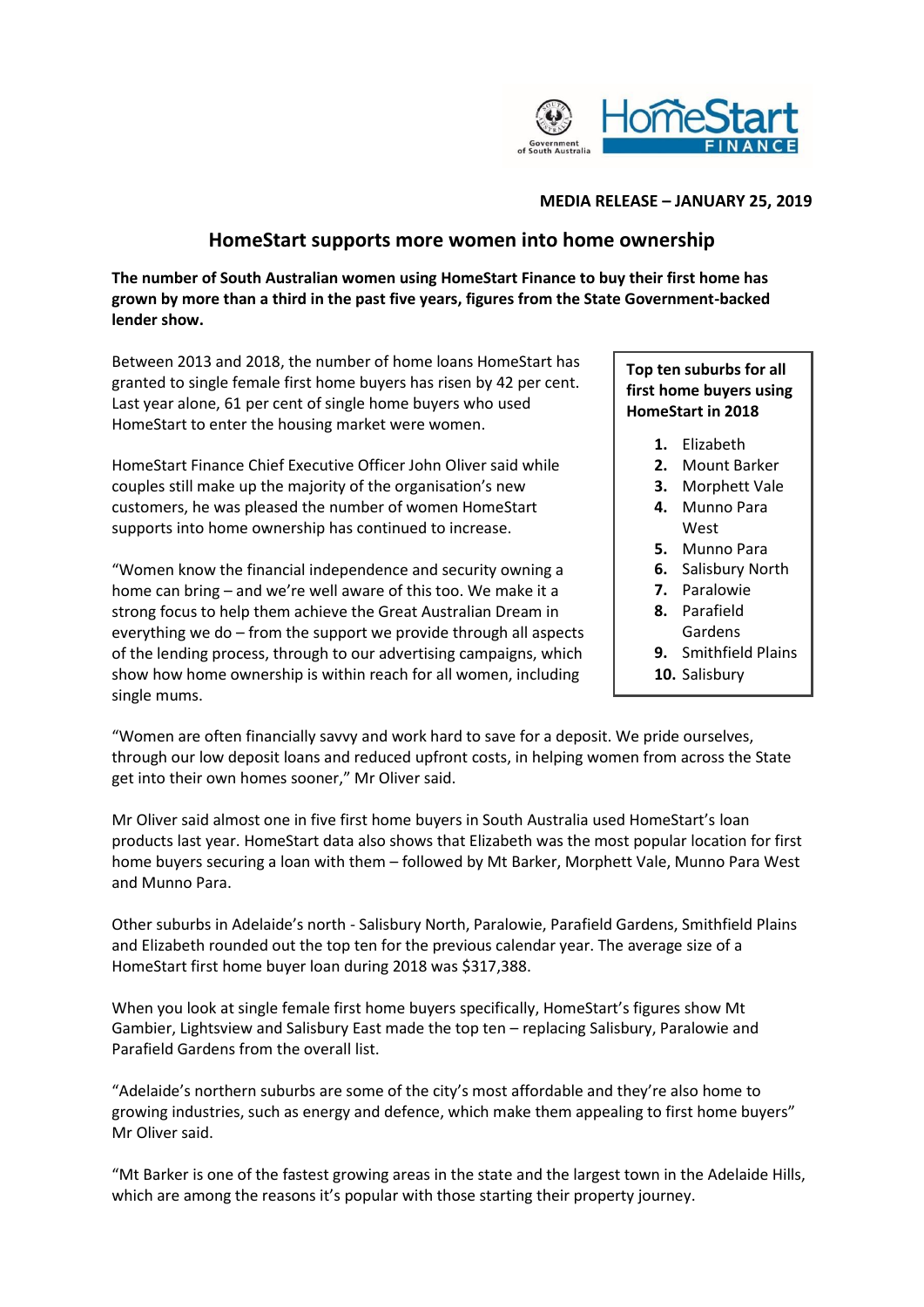**MEDIA RELEASE – JANUARY 25, 2019**

# HomeStart supports more women into home ownership

**The number of South Australian women using HomeStart Finance to buy their first home has grown by more than a third in the past five years, figures from the State Government-backed lender show.**

Between 2013 and 2018, the number of home loans HomeStart has granted to single female first home buyers has risen by 42 per cent. Last year alone, 61 per cent of single home buyers who used HomeStart to enter the housing market were women.

HomeStart Finance Chief Executive Officer John Oliver said while couples still make up the majority of the organisation's new customers, he was pleased the number of women HomeStart supports into home ownership has continued to increase.

"Women know the financial independence and security owning a home can bring – and we're well aware of this too. We make it a strong focus to help them achieve the Great Australian Dream in everything we do – from the support we provide through all aspects of the lending process, through to our advertising campaigns, which show how home ownership is within reach for all women, including single mums.

**Top ten suburbs for all first home buyers using HomeStart in 2018**

1. Elizabeth
2. Mount Barker
3. Morphett Vale
4. Munno Para West
5. Munno Para
6. Salisbury North
7. Paralowie
8. Parafield Gardens
9. Smithfield Plains
10. Salisbury

"Women are often financially savvy and work hard to save for a deposit. We pride ourselves, through our low deposit loans and reduced upfront costs, in helping women from across the State get into their own homes sooner," Mr Oliver said.

Mr Oliver said almost one in five first home buyers in South Australia used HomeStart's loan products last year. HomeStart data also shows that Elizabeth was the most popular location for first home buyers securing a loan with them – followed by Mt Barker, Morphett Vale, Munno Para West and Munno Para.

Other suburbs in Adelaide's north - Salisbury North, Paralowie, Parafield Gardens, Smithfield Plains and Elizabeth rounded out the top ten for the previous calendar year. The average size of a HomeStart first home buyer loan during 2018 was $317,388.

When you look at single female first home buyers specifically, HomeStart's figures show Mt Gambier, Lightsview and Salisbury East made the top ten – replacing Salisbury, Paralowie and Parafield Gardens from the overall list.

"Adelaide's northern suburbs are some of the city's most affordable and they're also home to growing industries, such as energy and defence, which make them appealing to first home buyers" Mr Oliver said.

"Mt Barker is one of the fastest growing areas in the state and the largest town in the Adelaide Hills, which are among the reasons it's popular with those starting their property journey.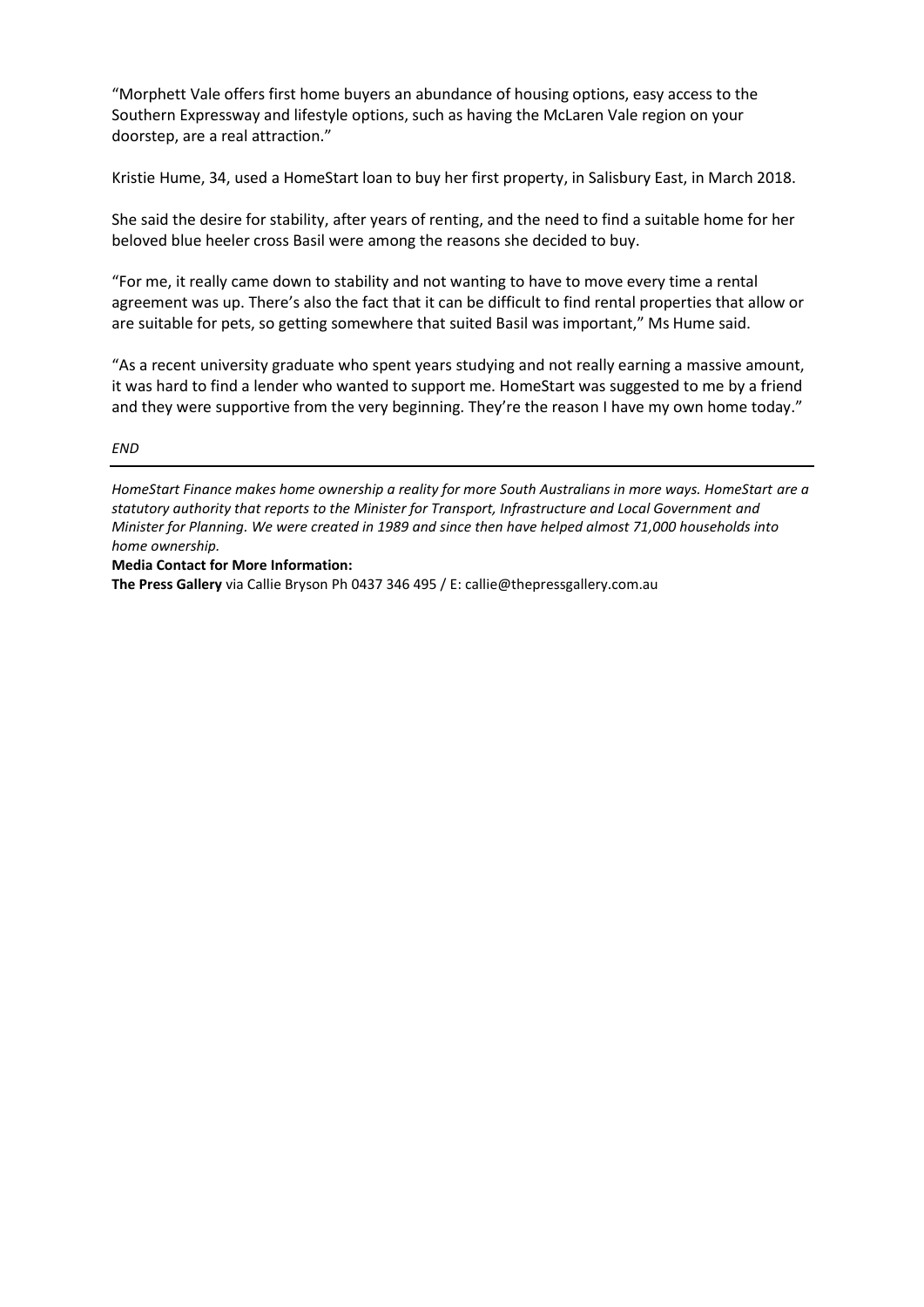"Morphett Vale offers first home buyers an abundance of housing options, easy access to the Southern Expressway and lifestyle options, such as having the McLaren Vale region on your doorstep, are a real attraction."

Kristie Hume, 34, used a HomeStart loan to buy her first property, in Salisbury East, in March 2018.

She said the desire for stability, after years of renting, and the need to find a suitable home for her beloved blue heeler cross Basil were among the reasons she decided to buy.

"For me, it really came down to stability and not wanting to have to move every time a rental agreement was up. There's also the fact that it can be difficult to find rental properties that allow or are suitable for pets, so getting somewhere that suited Basil was important," Ms Hume said.

"As a recent university graduate who spent years studying and not really earning a massive amount, it was hard to find a lender who wanted to support me. HomeStart was suggested to me by a friend and they were supportive from the very beginning. They're the reason I have my own home today."

*END*

---

*HomeStart Finance makes home ownership a reality for more South Australians in more ways. HomeStart are a statutory authority that reports to the Minister for Transport, Infrastructure and Local Government and Minister for Planning. We were created in 1989 and since then have helped almost 71,000 households into home ownership.*

**Media Contact for More Information:**

**The Press Gallery** via Callie Bryson Ph 0437 346 495 / E: callie@thepressgallery.com.au